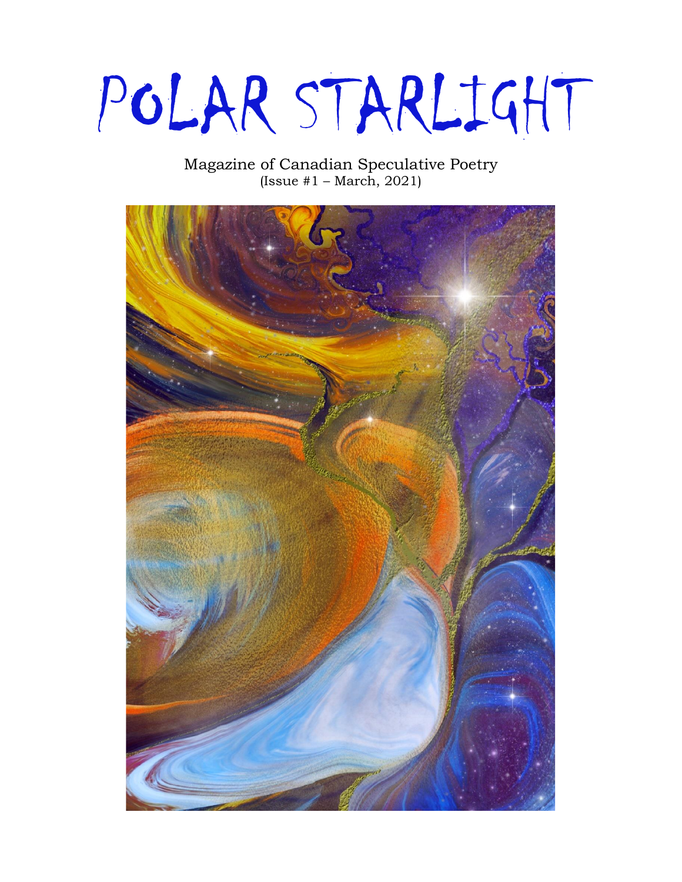# POLAR STARLIGHT

Magazine of Canadian Speculative Poetry
(Issue #1 – March, 2021)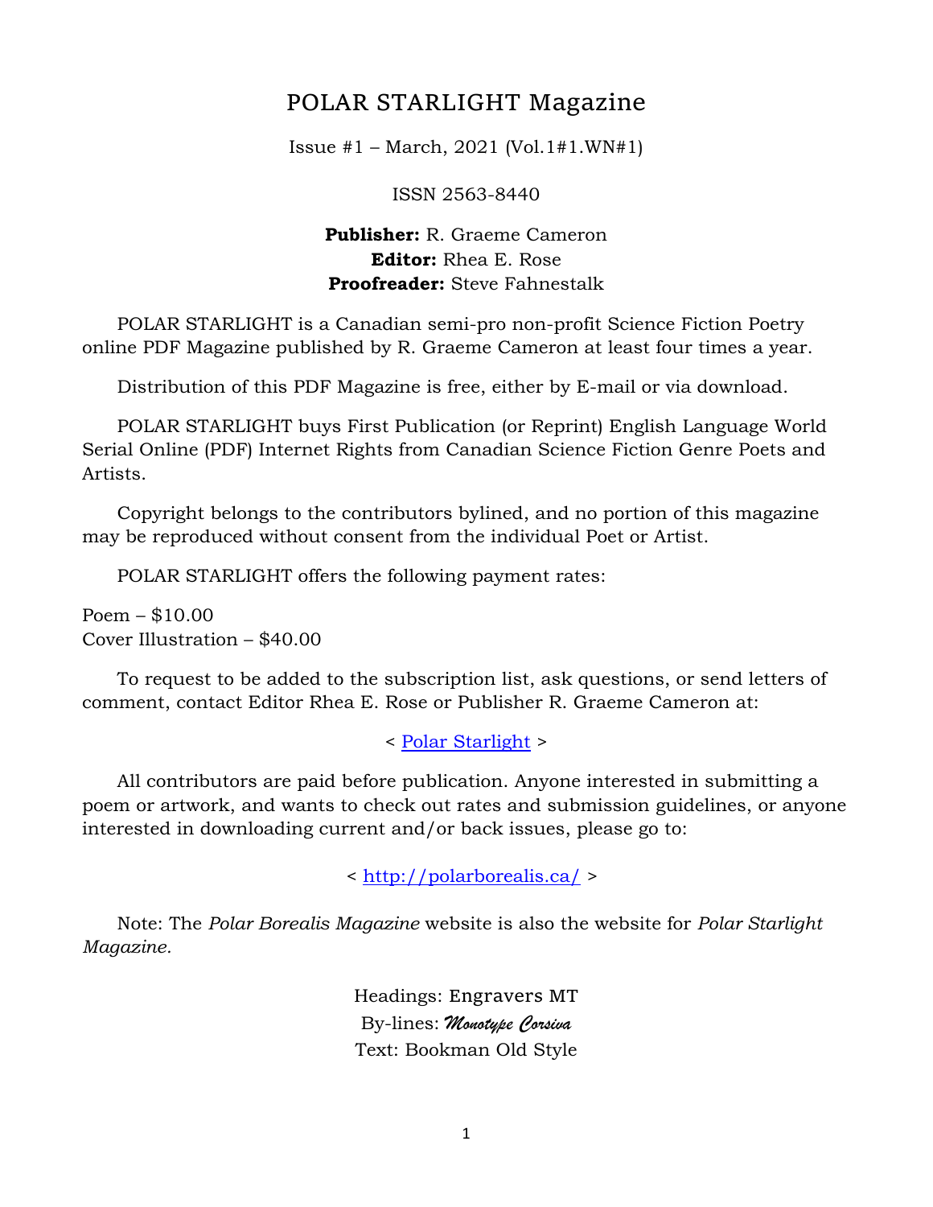# POLAR STARLIGHT Magazine

Issue #1 – March, 2021 (Vol.1#1.WN#1)

ISSN 2563-8440

**Publisher:** R. Graeme Cameron
**Editor:** Rhea E. Rose
**Proofreader:** Steve Fahnestalk

POLAR STARLIGHT is a Canadian semi-pro non-profit Science Fiction Poetry online PDF Magazine published by R. Graeme Cameron at least four times a year.

Distribution of this PDF Magazine is free, either by E-mail or via download.

POLAR STARLIGHT buys First Publication (or Reprint) English Language World Serial Online (PDF) Internet Rights from Canadian Science Fiction Genre Poets and Artists.

Copyright belongs to the contributors bylined, and no portion of this magazine may be reproduced without consent from the individual Poet or Artist.

POLAR STARLIGHT offers the following payment rates:

Poem – $10.00
Cover Illustration – $40.00

To request to be added to the subscription list, ask questions, or send letters of comment, contact Editor Rhea E. Rose or Publisher R. Graeme Cameron at:

< Polar Starlight >

All contributors are paid before publication. Anyone interested in submitting a poem or artwork, and wants to check out rates and submission guidelines, or anyone interested in downloading current and/or back issues, please go to:

< http://polarborealis.ca/ >

Note: The *Polar Borealis Magazine* website is also the website for *Polar Starlight Magazine.*

Headings: Engravers MT
By-lines: *Monotype Corsiva*
Text: Bookman Old Style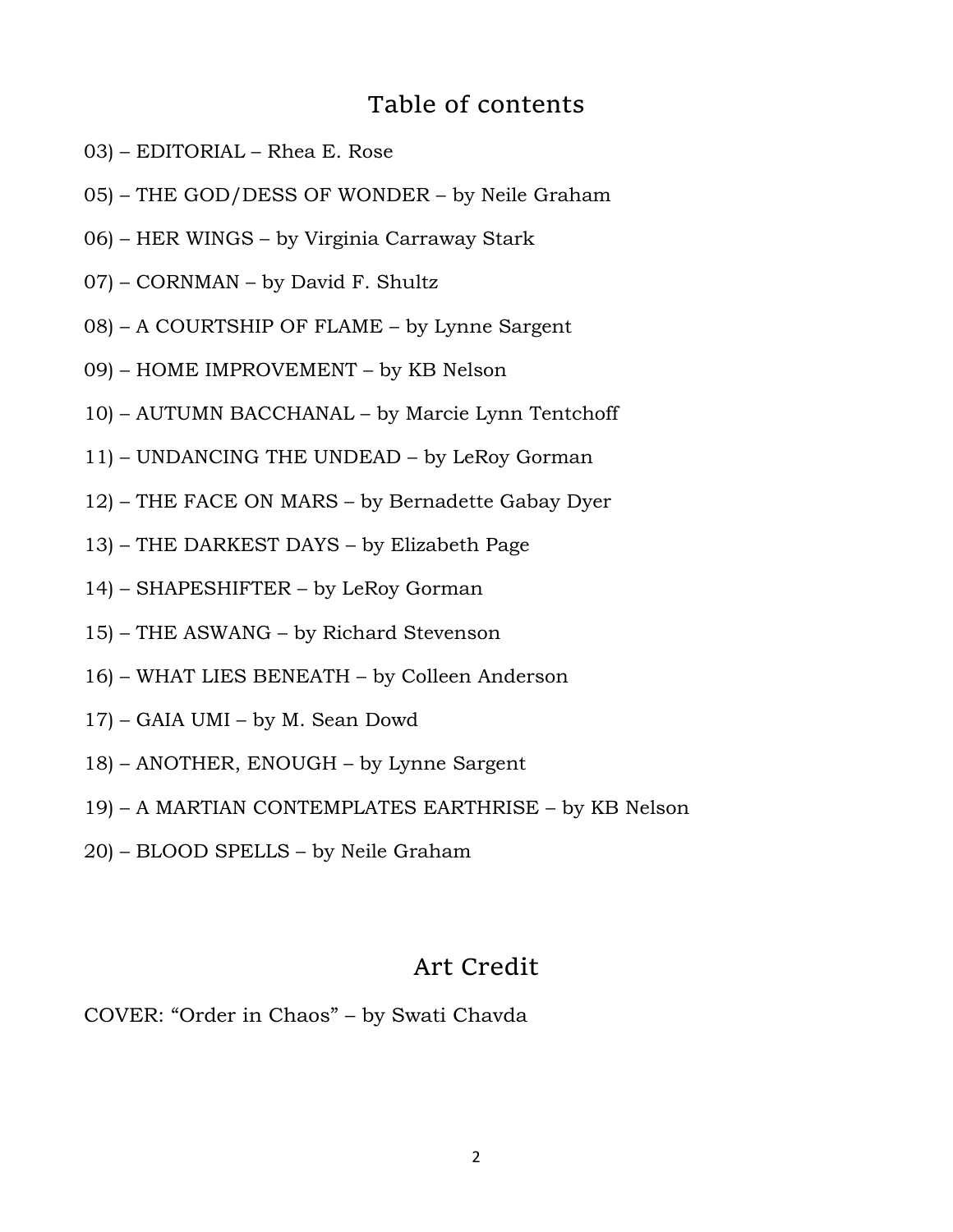## Table of contents

03) – EDITORIAL – Rhea E. Rose

05) – THE GOD/DESS OF WONDER – by Neile Graham

06) – HER WINGS – by Virginia Carraway Stark

07) – CORNMAN – by David F. Shultz

08) – A COURTSHIP OF FLAME – by Lynne Sargent

09) – HOME IMPROVEMENT – by KB Nelson

10) – AUTUMN BACCHANAL – by Marcie Lynn Tentchoff

11) – UNDANCING THE UNDEAD – by LeRoy Gorman

12) – THE FACE ON MARS – by Bernadette Gabay Dyer

13) – THE DARKEST DAYS – by Elizabeth Page

14) – SHAPESHIFTER – by LeRoy Gorman

15) – THE ASWANG – by Richard Stevenson

16) – WHAT LIES BENEATH – by Colleen Anderson

17) – GAIA UMI – by M. Sean Dowd

18) – ANOTHER, ENOUGH – by Lynne Sargent

19) – A MARTIAN CONTEMPLATES EARTHRISE – by KB Nelson

20) – BLOOD SPELLS – by Neile Graham

## Art Credit

COVER: “Order in Chaos” – by Swati Chavda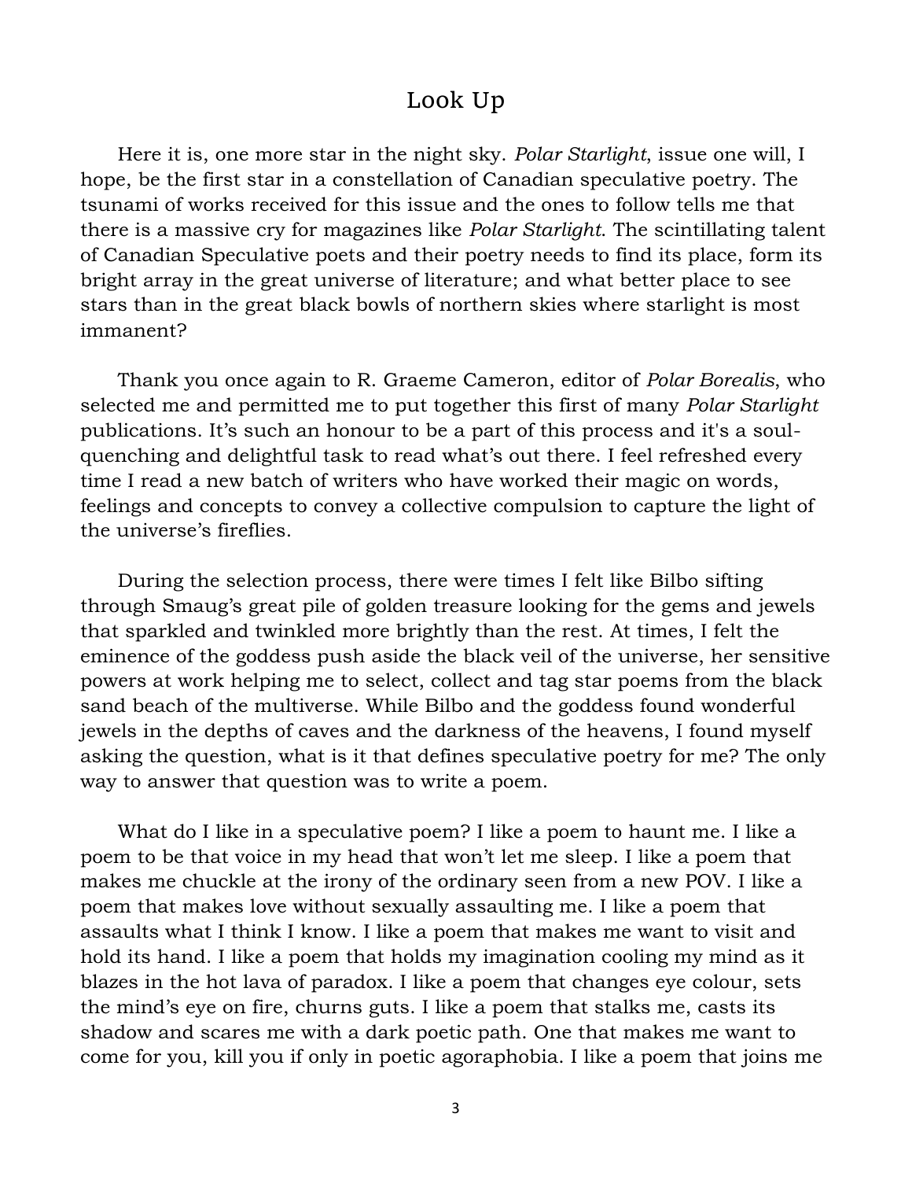# Look Up

Here it is, one more star in the night sky. *Polar Starlight*, issue one will, I hope, be the first star in a constellation of Canadian speculative poetry. The tsunami of works received for this issue and the ones to follow tells me that there is a massive cry for magazines like *Polar Starlight*. The scintillating talent of Canadian Speculative poets and their poetry needs to find its place, form its bright array in the great universe of literature; and what better place to see stars than in the great black bowls of northern skies where starlight is most immanent?

Thank you once again to R. Graeme Cameron, editor of *Polar Borealis*, who selected me and permitted me to put together this first of many *Polar Starlight* publications. It's such an honour to be a part of this process and it's a soul-quenching and delightful task to read what's out there. I feel refreshed every time I read a new batch of writers who have worked their magic on words, feelings and concepts to convey a collective compulsion to capture the light of the universe's fireflies.

During the selection process, there were times I felt like Bilbo sifting through Smaug's great pile of golden treasure looking for the gems and jewels that sparkled and twinkled more brightly than the rest. At times, I felt the eminence of the goddess push aside the black veil of the universe, her sensitive powers at work helping me to select, collect and tag star poems from the black sand beach of the multiverse. While Bilbo and the goddess found wonderful jewels in the depths of caves and the darkness of the heavens, I found myself asking the question, what is it that defines speculative poetry for me? The only way to answer that question was to write a poem.

What do I like in a speculative poem? I like a poem to haunt me. I like a poem to be that voice in my head that won't let me sleep. I like a poem that makes me chuckle at the irony of the ordinary seen from a new POV. I like a poem that makes love without sexually assaulting me. I like a poem that assaults what I think I know. I like a poem that makes me want to visit and hold its hand. I like a poem that holds my imagination cooling my mind as it blazes in the hot lava of paradox. I like a poem that changes eye colour, sets the mind's eye on fire, churns guts. I like a poem that stalks me, casts its shadow and scares me with a dark poetic path. One that makes me want to come for you, kill you if only in poetic agoraphobia. I like a poem that joins me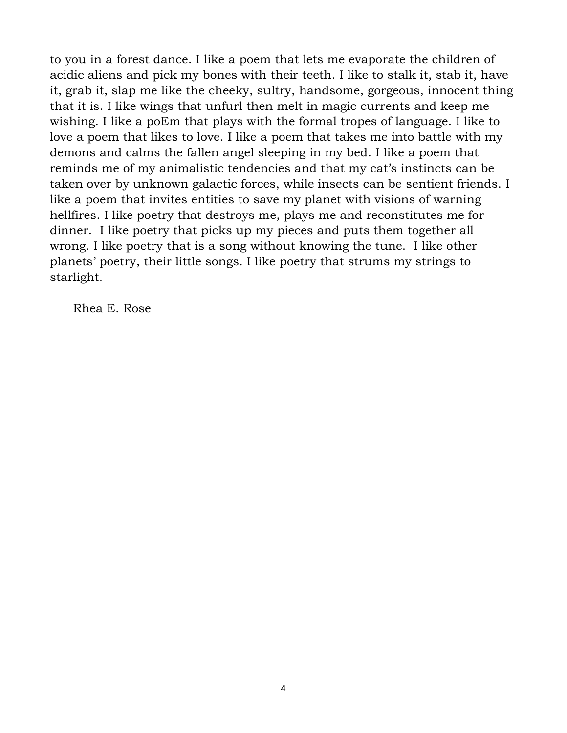to you in a forest dance. I like a poem that lets me evaporate the children of acidic aliens and pick my bones with their teeth. I like to stalk it, stab it, have it, grab it, slap me like the cheeky, sultry, handsome, gorgeous, innocent thing that it is. I like wings that unfurl then melt in magic currents and keep me wishing. I like a poEm that plays with the formal tropes of language. I like to love a poem that likes to love. I like a poem that takes me into battle with my demons and calms the fallen angel sleeping in my bed. I like a poem that reminds me of my animalistic tendencies and that my cat's instincts can be taken over by unknown galactic forces, while insects can be sentient friends. I like a poem that invites entities to save my planet with visions of warning hellfires. I like poetry that destroys me, plays me and reconstitutes me for dinner. I like poetry that picks up my pieces and puts them together all wrong. I like poetry that is a song without knowing the tune. I like other planets' poetry, their little songs. I like poetry that strums my strings to starlight.

Rhea E. Rose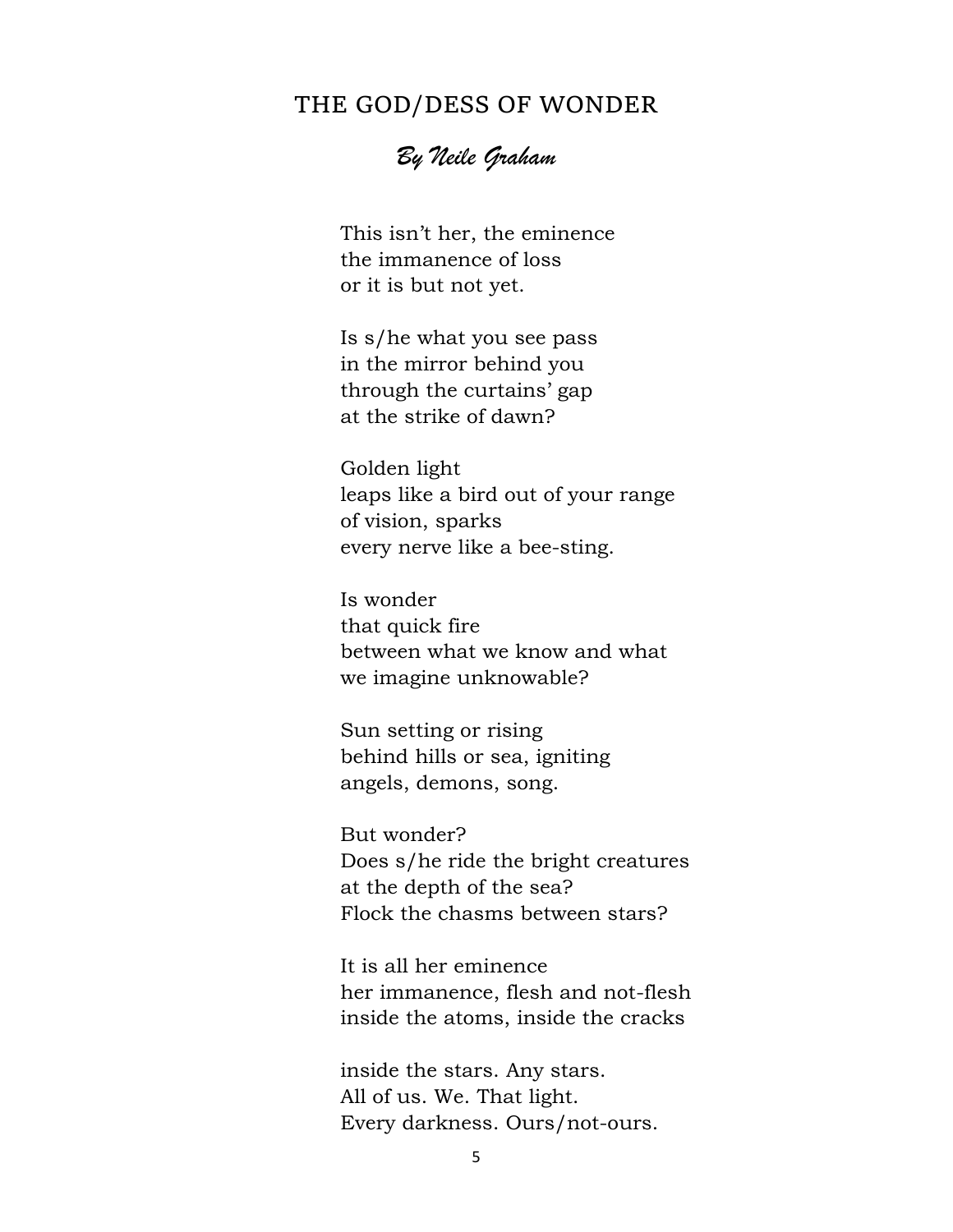# THE GOD/DESS OF WONDER

*By Neile Graham*

This isn't her, the eminence  
the immanence of loss  
or it is but not yet.

Is s/he what you see pass  
in the mirror behind you  
through the curtains' gap  
at the strike of dawn?

Golden light  
leaps like a bird out of your range  
of vision, sparks  
every nerve like a bee-sting.

Is wonder  
that quick fire  
between what we know and what  
we imagine unknowable?

Sun setting or rising  
behind hills or sea, igniting  
angels, demons, song.

But wonder?  
Does s/he ride the bright creatures  
at the depth of the sea?  
Flock the chasms between stars?

It is all her eminence  
her immanence, flesh and not-flesh  
inside the atoms, inside the cracks

inside the stars. Any stars.  
All of us. We. That light.  
Every darkness. Ours/not-ours.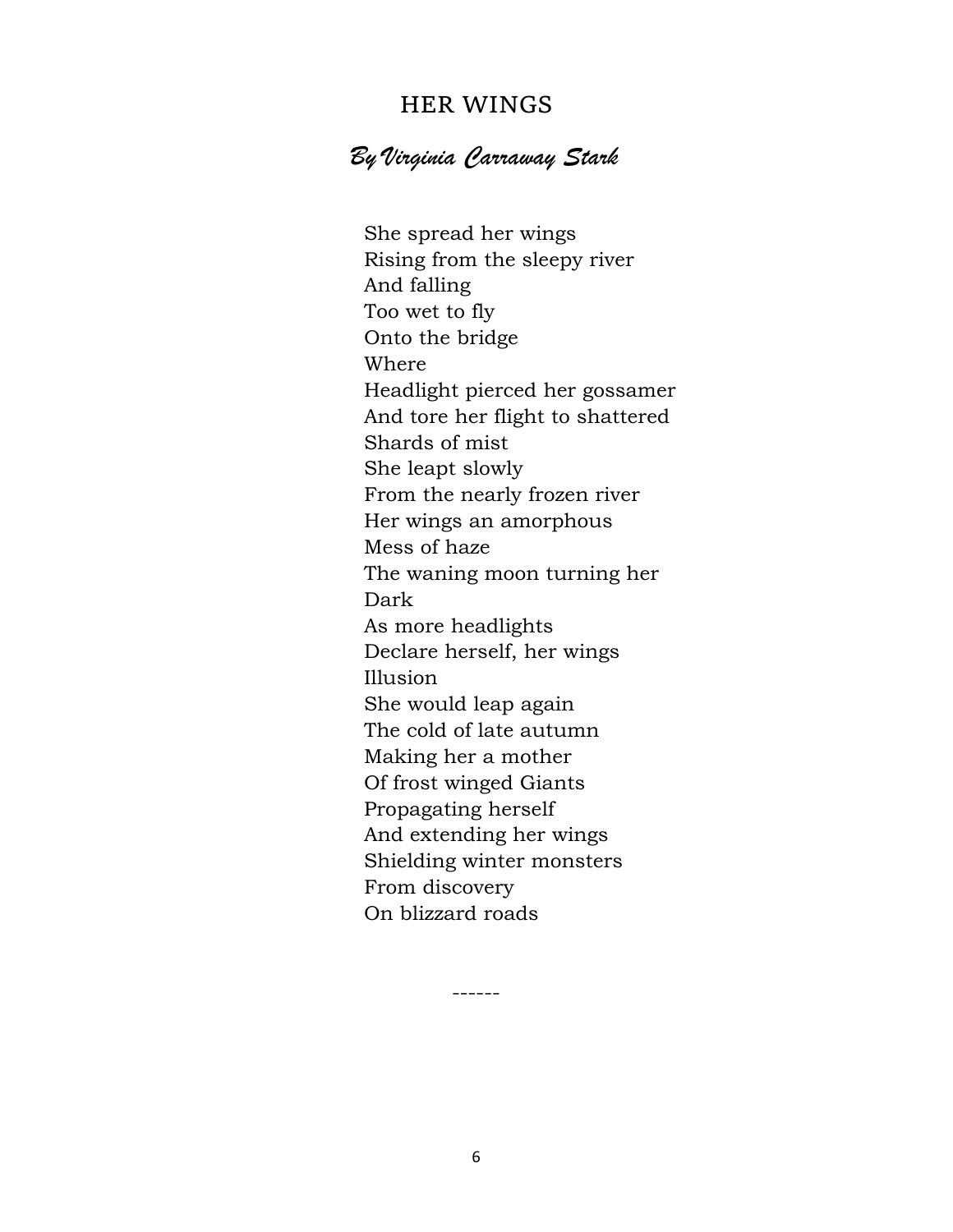# HER WINGS

*By Virginia Carraway Stark*

She spread her wings  
Rising from the sleepy river  
And falling  
Too wet to fly  
Onto the bridge  
Where  
Headlight pierced her gossamer  
And tore her flight to shattered  
Shards of mist  
She leapt slowly  
From the nearly frozen river  
Her wings an amorphous  
Mess of haze  
The waning moon turning her  
Dark  
As more headlights  
Declare herself, her wings  
Illusion  
She would leap again  
The cold of late autumn  
Making her a mother  
Of frost winged Giants  
Propagating herself  
And extending her wings  
Shielding winter monsters  
From discovery  
On blizzard roads

------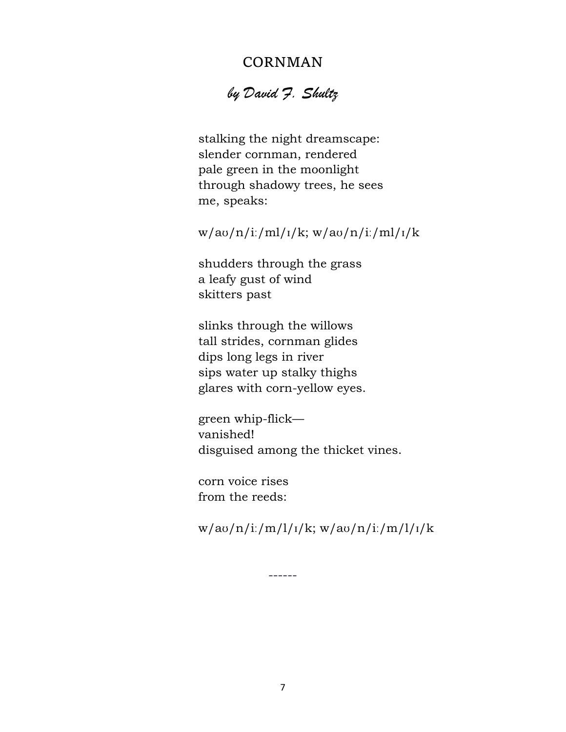# CORNMAN

*by David F. Shultz*

stalking the night dreamscape:  
slender cornman, rendered  
pale green in the moonlight  
through shadowy trees, he sees  
me, speaks:

w/aʊ/n/iː/ml/ɪ/k; w/aʊ/n/iː/ml/ɪ/k

shudders through the grass  
a leafy gust of wind  
skitters past

slinks through the willows  
tall strides, cornman glides  
dips long legs in river  
sips water up stalky thighs  
glares with corn-yellow eyes.

green whip-flick—  
vanished!  
disguised among the thicket vines.

corn voice rises  
from the reeds:

w/aʊ/n/iː/m/l/ɪ/k; w/aʊ/n/iː/m/l/ɪ/k

------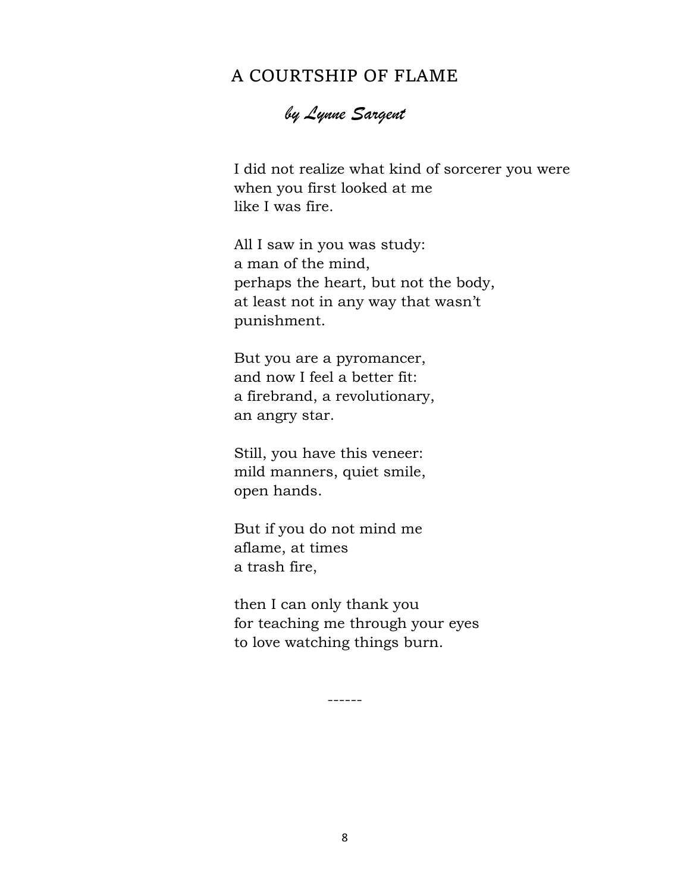## A COURTSHIP OF FLAME

*by Lynne Sargent*

I did not realize what kind of sorcerer you were  
when you first looked at me  
like I was fire.

All I saw in you was study:  
a man of the mind,  
perhaps the heart, but not the body,  
at least not in any way that wasn't  
punishment.

But you are a pyromancer,  
and now I feel a better fit:  
a firebrand, a revolutionary,  
an angry star.

Still, you have this veneer:  
mild manners, quiet smile,  
open hands.

But if you do not mind me  
aflame, at times  
a trash fire,

then I can only thank you  
for teaching me through your eyes  
to love watching things burn.

------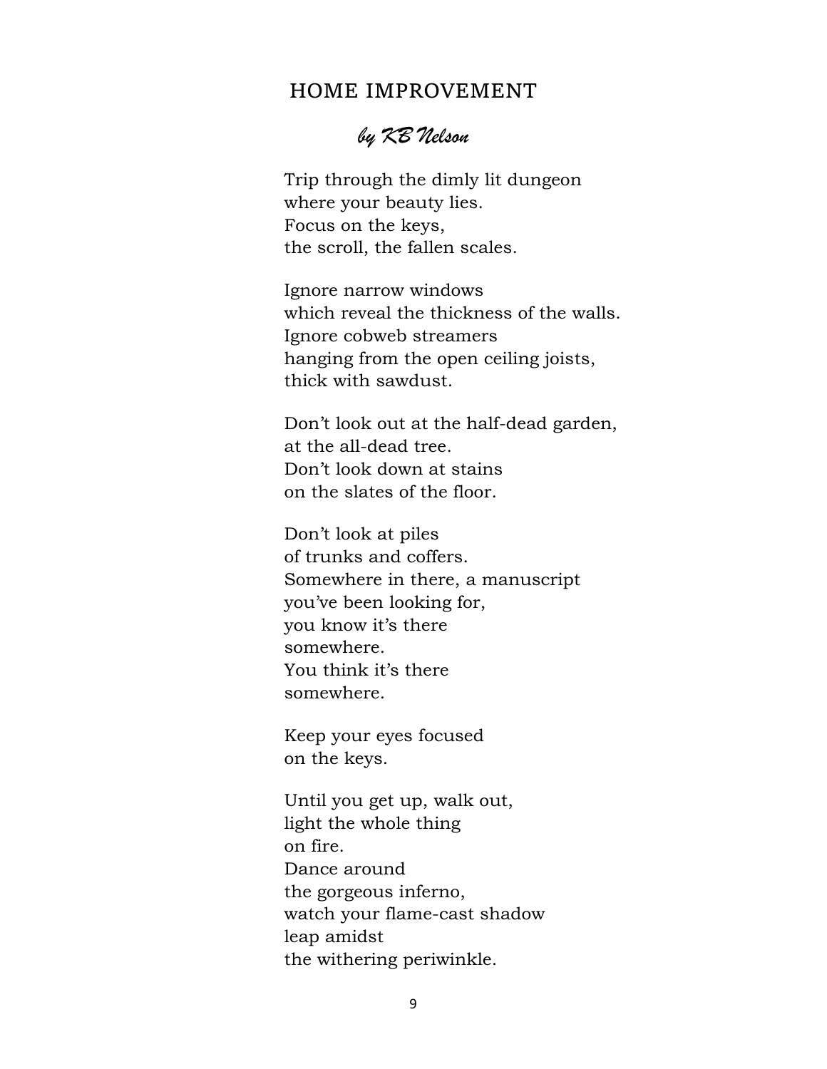## HOME IMPROVEMENT

*by KB Nelson*

Trip through the dimly lit dungeon  
where your beauty lies.  
Focus on the keys,  
the scroll, the fallen scales.

Ignore narrow windows  
which reveal the thickness of the walls.  
Ignore cobweb streamers  
hanging from the open ceiling joists,  
thick with sawdust.

Don't look out at the half-dead garden,  
at the all-dead tree.  
Don't look down at stains  
on the slates of the floor.

Don't look at piles  
of trunks and coffers.  
Somewhere in there, a manuscript  
you've been looking for,  
you know it's there  
somewhere.  
You think it's there  
somewhere.

Keep your eyes focused  
on the keys.

Until you get up, walk out,  
light the whole thing  
on fire.  
Dance around  
the gorgeous inferno,  
watch your flame-cast shadow  
leap amidst  
the withering periwinkle.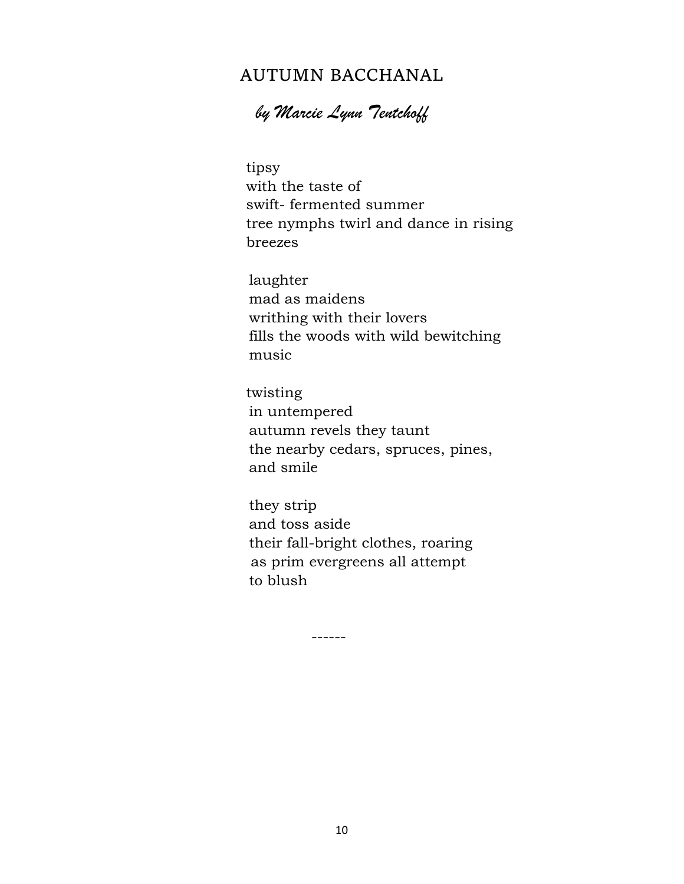## AUTUMN BACCHANAL

*by Marcie Lynn Tentchoff*

tipsy  
with the taste of  
swift- fermented summer  
tree nymphs twirl and dance in rising  
breezes

laughter  
mad as maidens  
writhing with their lovers  
fills the woods with wild bewitching  
music

twisting  
in untempered  
autumn revels they taunt  
the nearby cedars, spruces, pines,  
and smile

they strip  
and toss aside  
their fall-bright clothes, roaring  
as prim evergreens all attempt  
to blush

------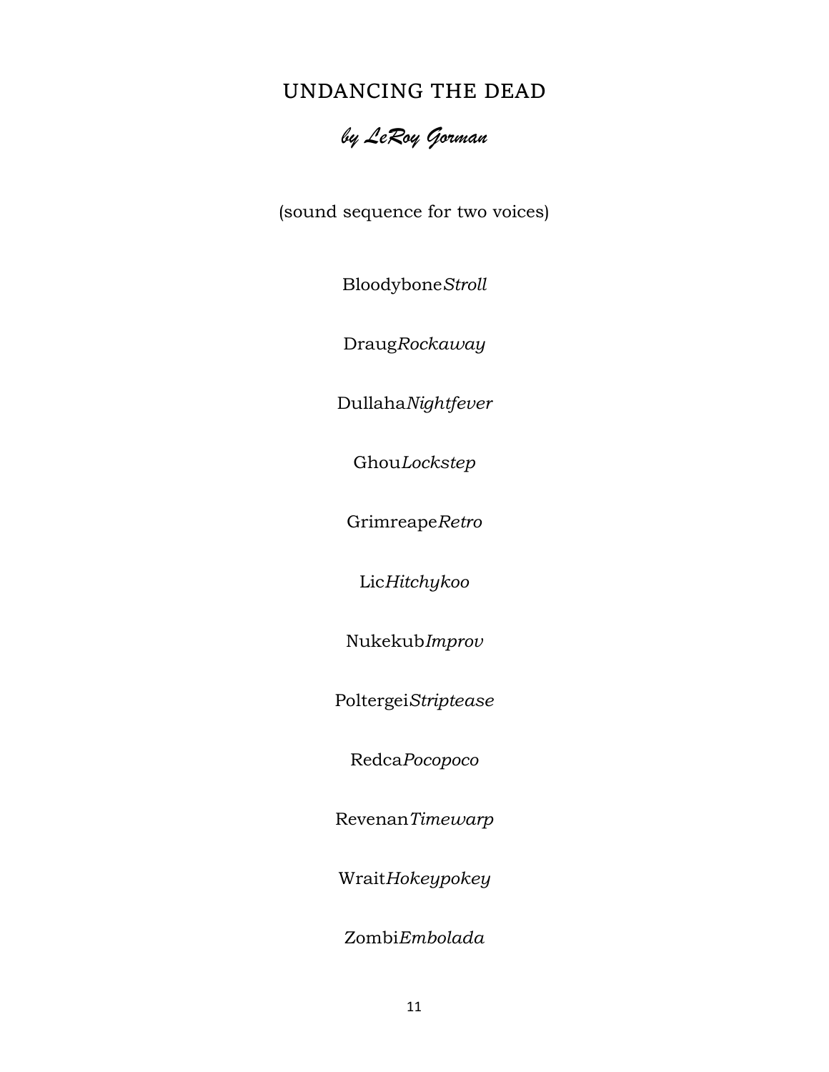# UNDANCING THE DEAD

*by LeRoy Gorman*

(sound sequence for two voices)

Bloodybone*Stroll*

Draug*Rockaway*

Dullaha*Nightfever*

Ghou*Lockstep*

Grimreape*Retro*

Lic*Hitchykoo*

Nukekub*Improv*

Poltergei*Striptease*

Redca*Pocopoco*

Revenan*Timewarp*

Wrait*Hokeypokey*

Zombi*Embolada*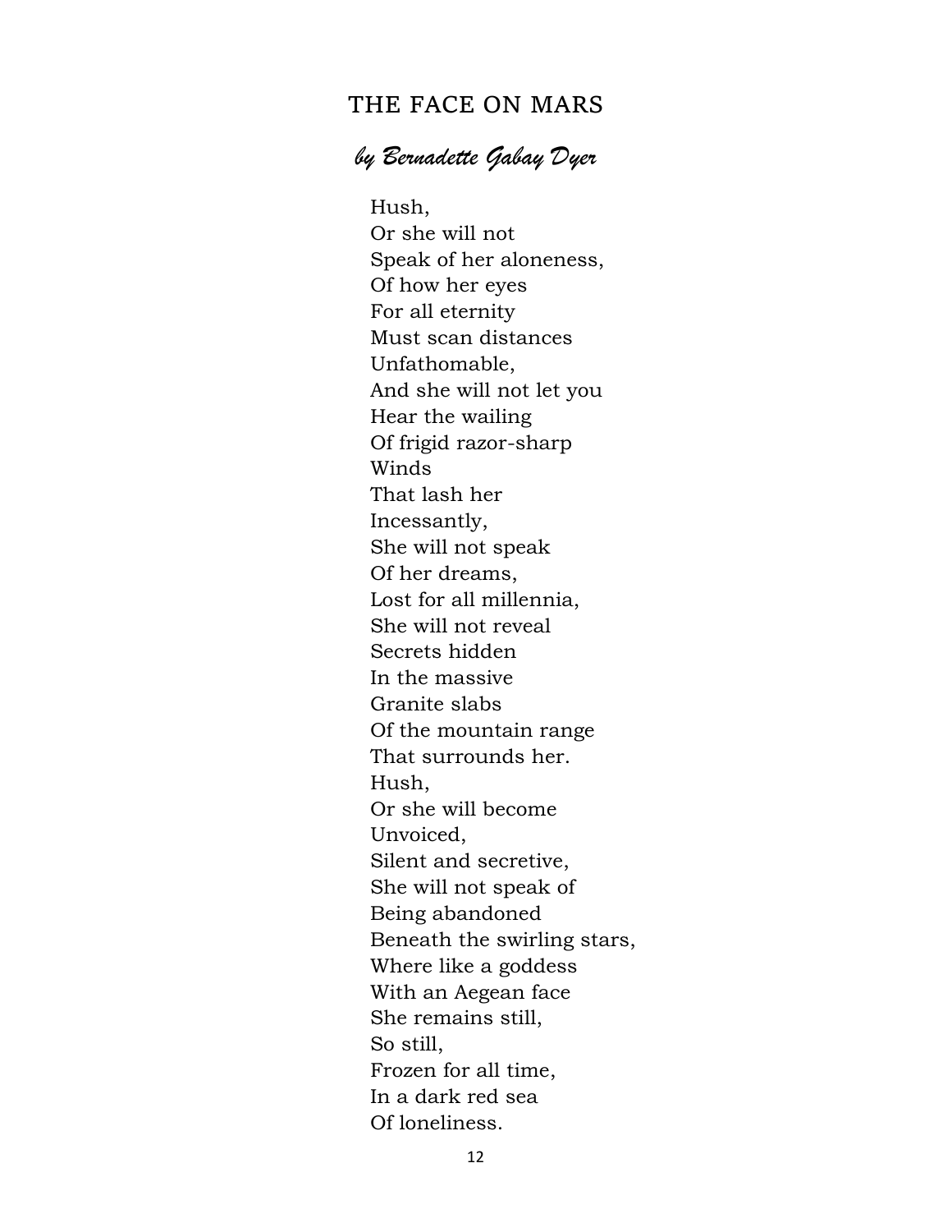## THE FACE ON MARS

*by Bernadette Gabay Dyer*

Hush,  
Or she will not  
Speak of her aloneness,  
Of how her eyes  
For all eternity  
Must scan distances  
Unfathomable,  
And she will not let you  
Hear the wailing  
Of frigid razor-sharp  
Winds  
That lash her  
Incessantly,  
She will not speak  
Of her dreams,  
Lost for all millennia,  
She will not reveal  
Secrets hidden  
In the massive  
Granite slabs  
Of the mountain range  
That surrounds her.  
Hush,  
Or she will become  
Unvoiced,  
Silent and secretive,  
She will not speak of  
Being abandoned  
Beneath the swirling stars,  
Where like a goddess  
With an Aegean face  
She remains still,  
So still,  
Frozen for all time,  
In a dark red sea  
Of loneliness.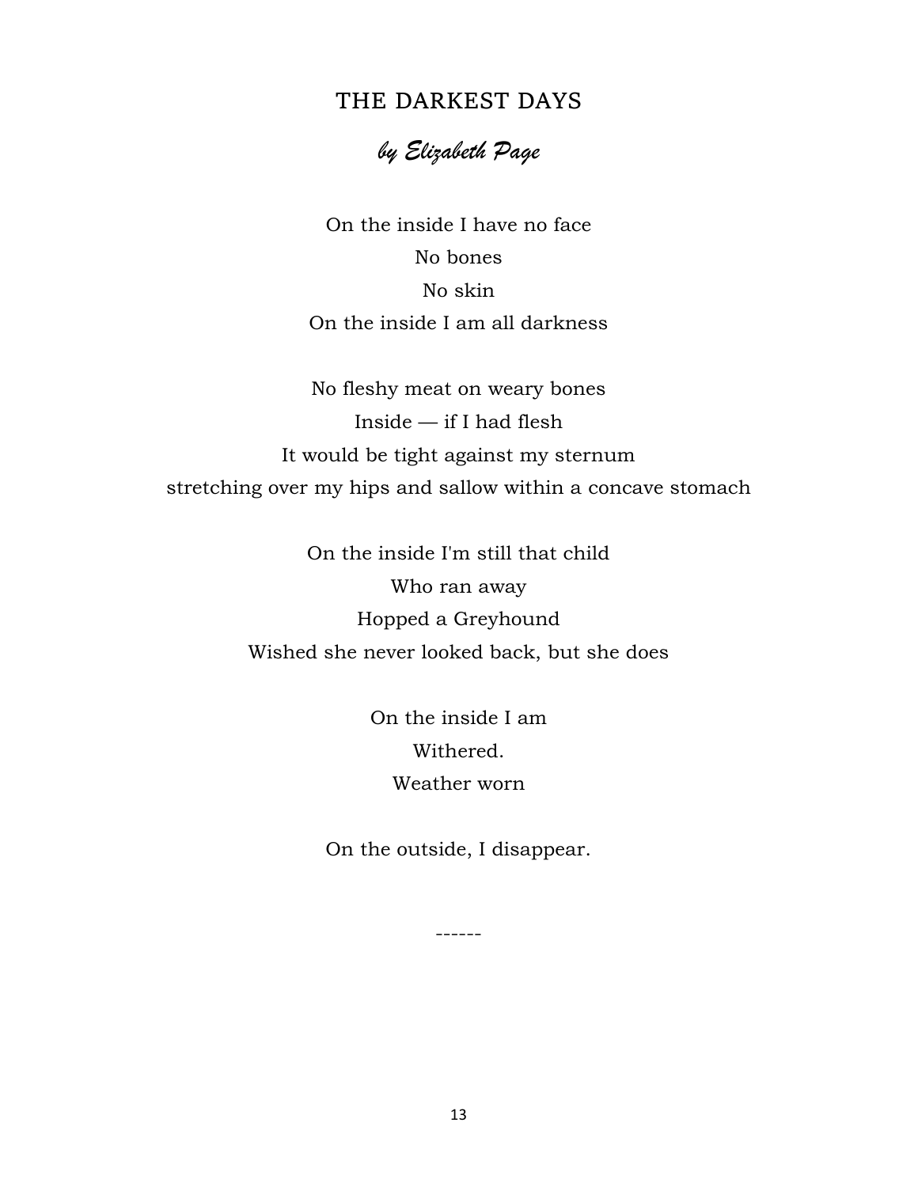## THE DARKEST DAYS

*by Elizabeth Page*

On the inside I have no face
No bones
No skin
On the inside I am all darkness

No fleshy meat on weary bones
Inside — if I had flesh
It would be tight against my sternum
stretching over my hips and sallow within a concave stomach

On the inside I'm still that child
Who ran away
Hopped a Greyhound
Wished she never looked back, but she does

On the inside I am
Withered.
Weather worn

On the outside, I disappear.

------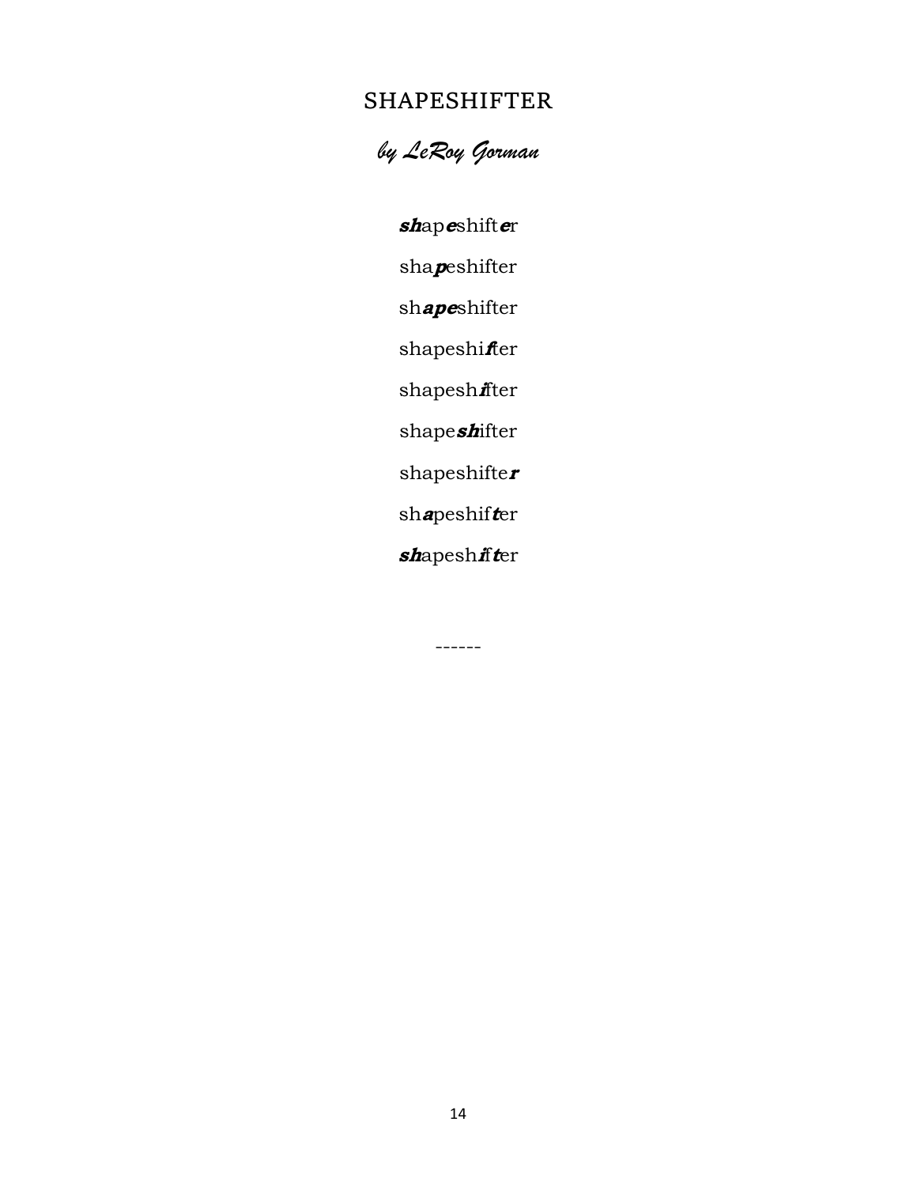# SHAPESHIFTER

*by LeRoy Gorman*

***sh***ap***e***shift***e***r

sha***p***eshifter

sh***ape***shifter

shapeshi***f***ter

shapesh***i***fter

shape***sh***ifter

shapeshifte***r***

sh***a***peshif***t***er

***sh***apesh***i***f***t***er

------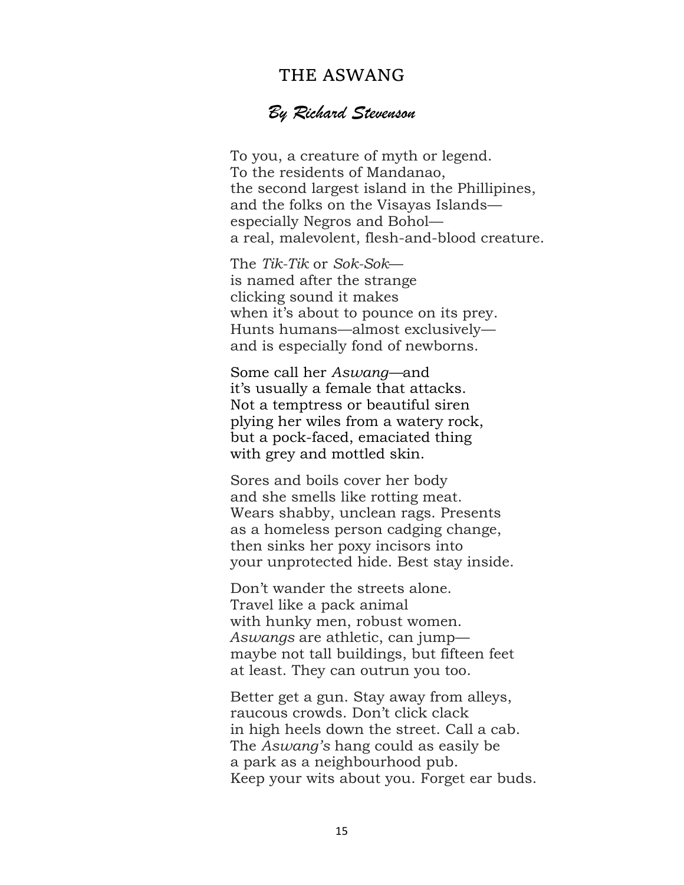# THE ASWANG

## *By Richard Stevenson*

To you, a creature of myth or legend.
To the residents of Mandanao,
the second largest island in the Phillipines,
and the folks on the Visayas Islands—
especially Negros and Bohol—
a real, malevolent, flesh-and-blood creature.

The *Tik-Tik* or *Sok-Sok*—
is named after the strange
clicking sound it makes
when it's about to pounce on its prey.
Hunts humans—almost exclusively—
and is especially fond of newborns.

Some call her *Aswang*—and
it's usually a female that attacks.
Not a temptress or beautiful siren
plying her wiles from a watery rock,
but a pock-faced, emaciated thing
with grey and mottled skin.

Sores and boils cover her body
and she smells like rotting meat.
Wears shabby, unclean rags. Presents
as a homeless person cadging change,
then sinks her poxy incisors into
your unprotected hide. Best stay inside.

Don't wander the streets alone.
Travel like a pack animal
with hunky men, robust women.
*Aswangs* are athletic, can jump—
maybe not tall buildings, but fifteen feet
at least. They can outrun you too.

Better get a gun. Stay away from alleys,
raucous crowds. Don't click clack
in high heels down the street. Call a cab.
The *Aswang's* hang could as easily be
a park as a neighbourhood pub.
Keep your wits about you. Forget ear buds.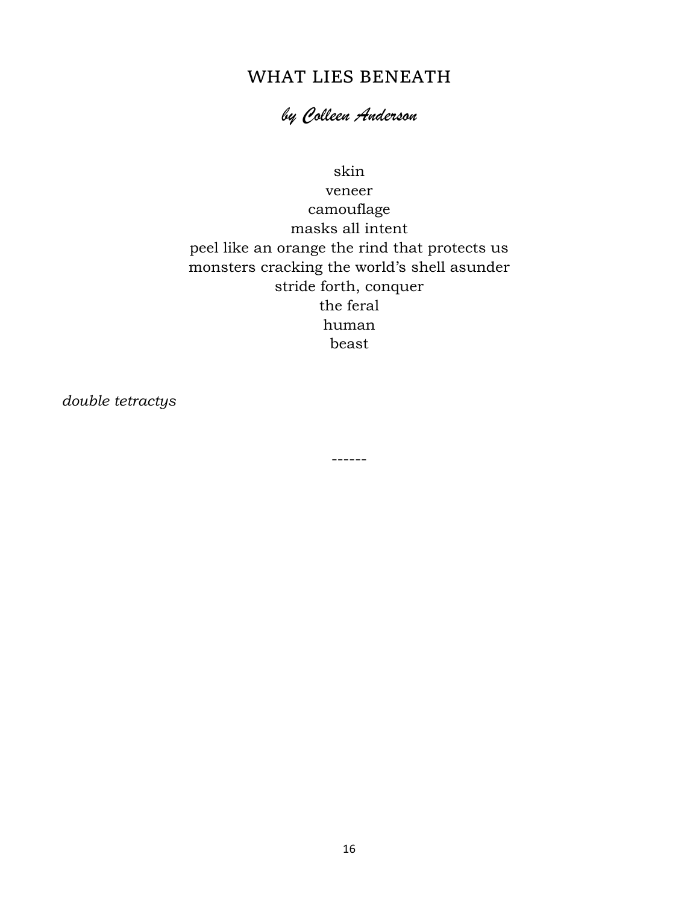# WHAT LIES BENEATH

***by Colleen Anderson***

skin  
veneer  
camouflage  
masks all intent  
peel like an orange the rind that protects us  
monsters cracking the world's shell asunder  
stride forth, conquer  
the feral  
human  
beast

*double tetractys*

------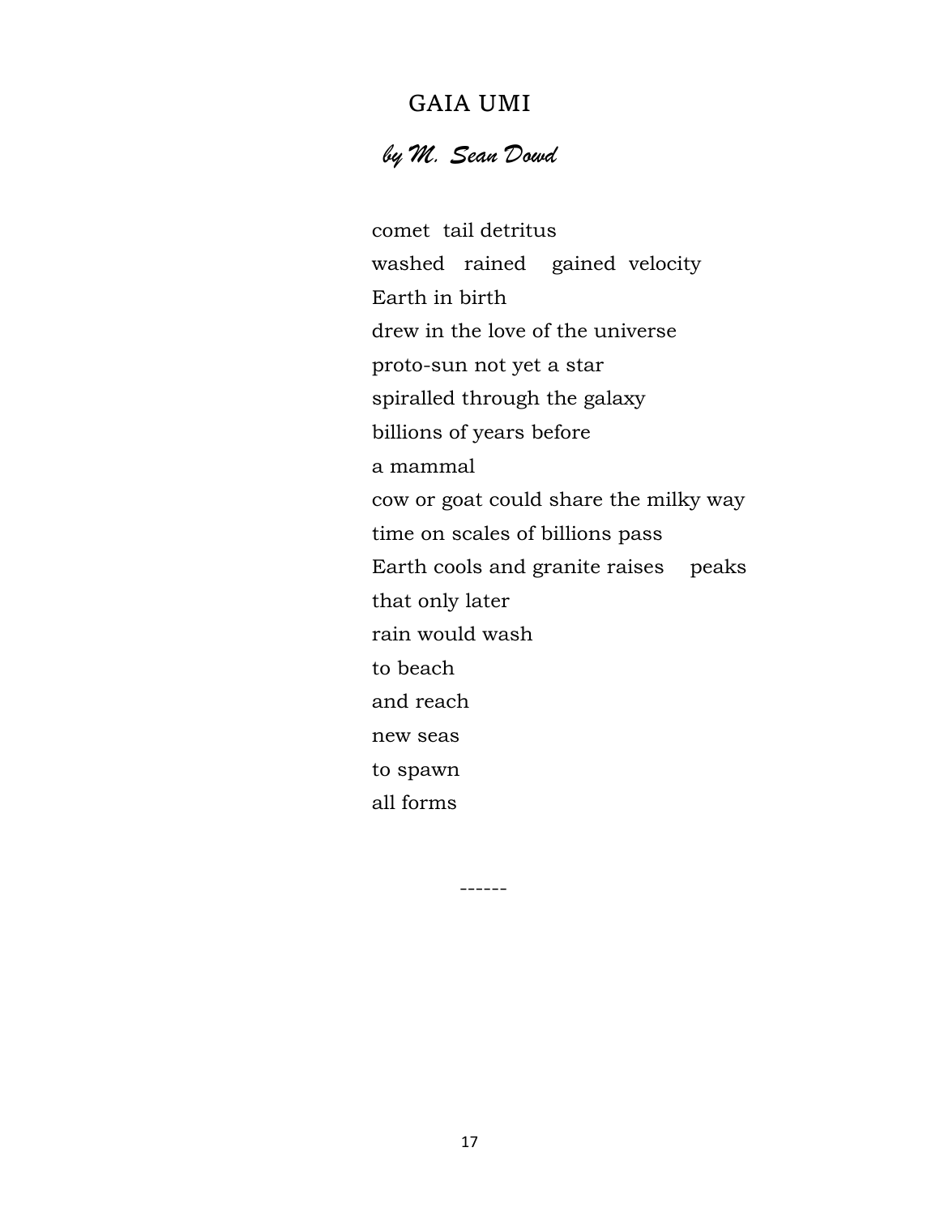# GAIA UMI

*by M. Sean Dowd*

comet  tail detritus  
washed   rained    gained  velocity  
Earth in birth  
drew in the love of the universe  
proto-sun not yet a star  
spiralled through the galaxy  
billions of years before  
a mammal  
cow or goat could share the milky way  
time on scales of billions pass  
Earth cools and granite raises    peaks  
that only later  
rain would wash  
to beach  
and reach  
new seas  
to spawn  
all forms

------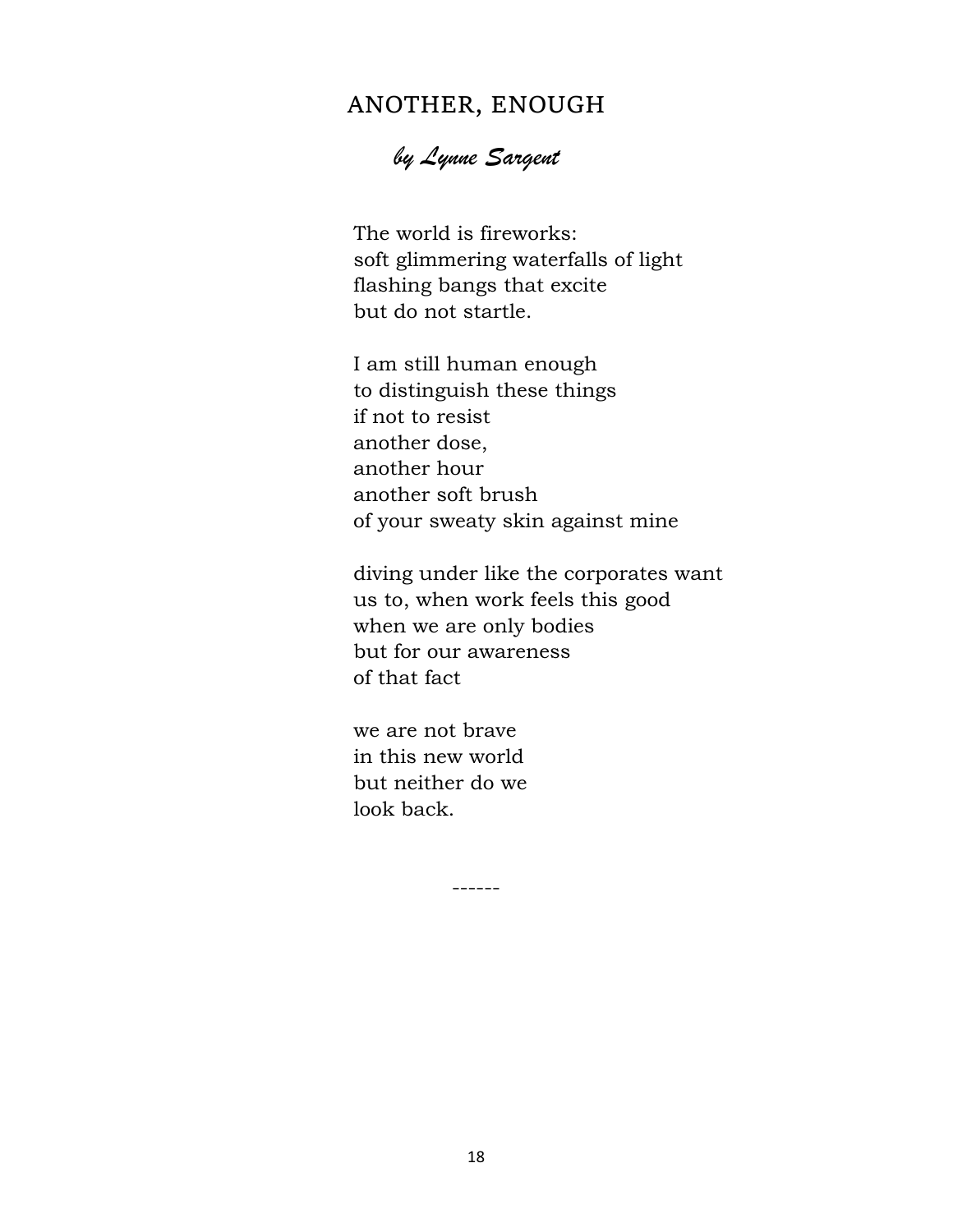## ANOTHER, ENOUGH

*by Lynne Sargent*

The world is fireworks:
soft glimmering waterfalls of light
flashing bangs that excite
but do not startle.

I am still human enough
to distinguish these things
if not to resist
another dose,
another hour
another soft brush
of your sweaty skin against mine

diving under like the corporates want
us to, when work feels this good
when we are only bodies
but for our awareness
of that fact

we are not brave
in this new world
but neither do we
look back.

------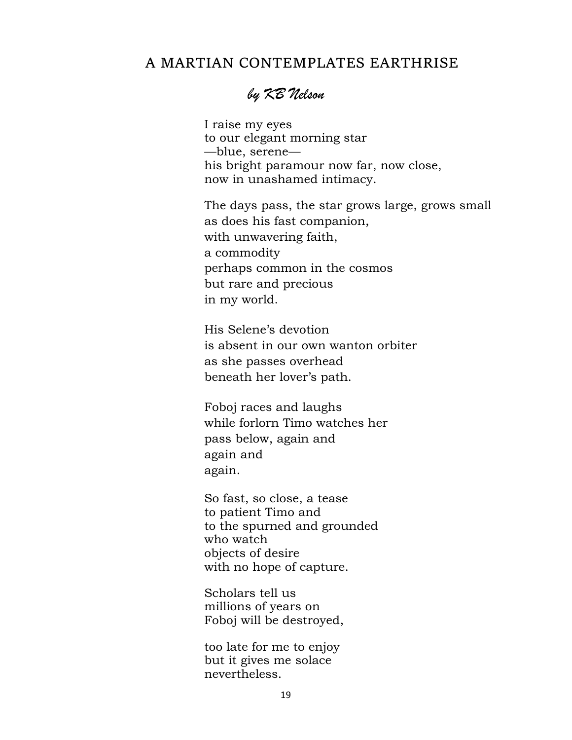# A MARTIAN CONTEMPLATES EARTHRISE

*by KB Nelson*

I raise my eyes  
to our elegant morning star  
—blue, serene—  
his bright paramour now far, now close,  
now in unashamed intimacy.

The days pass, the star grows large, grows small  
as does his fast companion,  
with unwavering faith,  
a commodity  
perhaps common in the cosmos  
but rare and precious  
in my world.

His Selene's devotion  
is absent in our own wanton orbiter  
as she passes overhead  
beneath her lover's path.

Foboj races and laughs  
while forlorn Timo watches her  
pass below, again and  
again and  
again.

So fast, so close, a tease  
to patient Timo and  
to the spurned and grounded  
who watch  
objects of desire  
with no hope of capture.

Scholars tell us  
millions of years on  
Foboj will be destroyed,

too late for me to enjoy  
but it gives me solace  
nevertheless.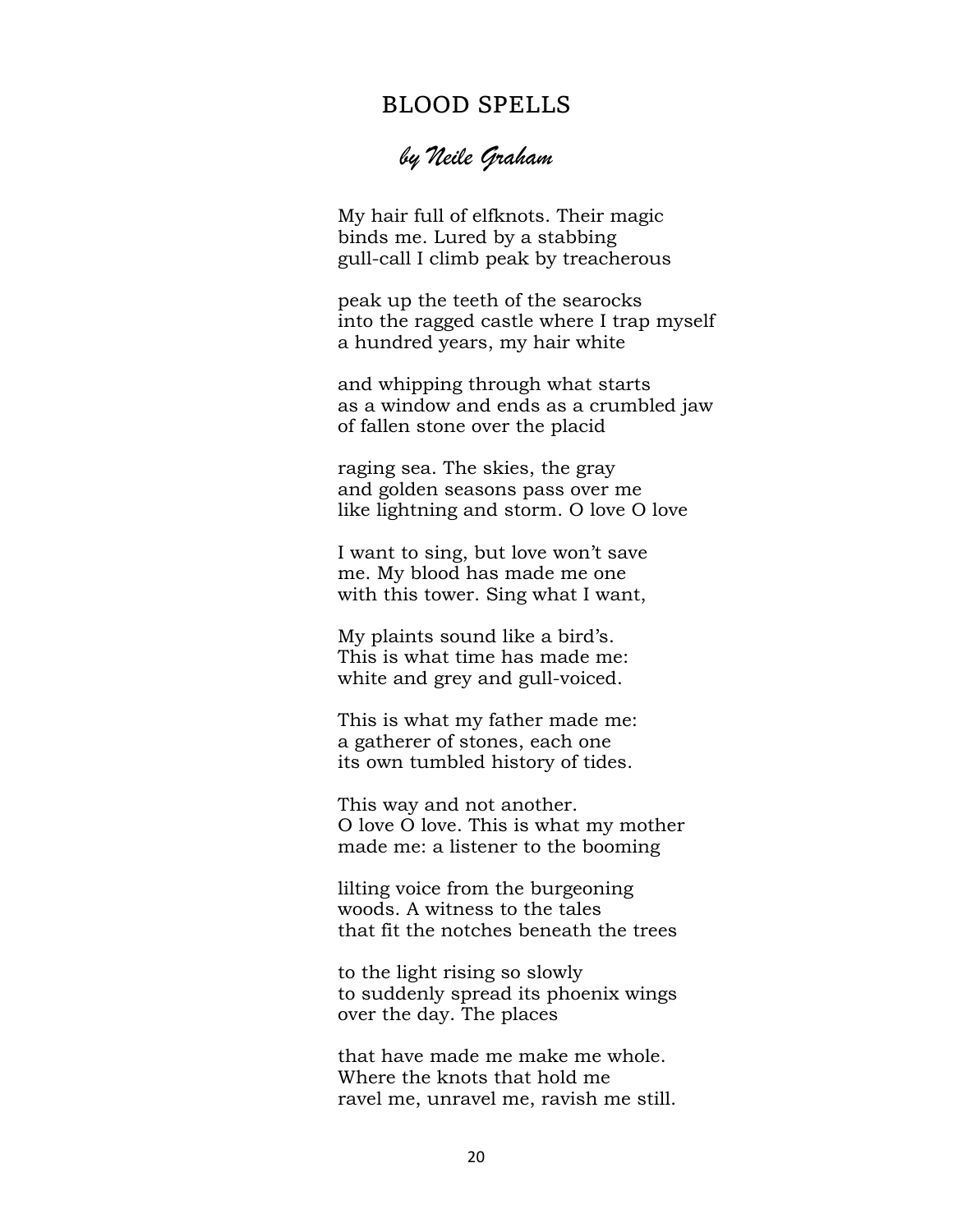# BLOOD SPELLS

*by Neile Graham*

My hair full of elfknots. Their magic  
binds me. Lured by a stabbing  
gull-call I climb peak by treacherous

peak up the teeth of the searocks  
into the ragged castle where I trap myself  
a hundred years, my hair white

and whipping through what starts  
as a window and ends as a crumbled jaw  
of fallen stone over the placid

raging sea. The skies, the gray  
and golden seasons pass over me  
like lightning and storm. O love O love

I want to sing, but love won't save  
me. My blood has made me one  
with this tower. Sing what I want,

My plaints sound like a bird's.  
This is what time has made me:  
white and grey and gull-voiced.

This is what my father made me:  
a gatherer of stones, each one  
its own tumbled history of tides.

This way and not another.  
O love O love. This is what my mother  
made me: a listener to the booming

lilting voice from the burgeoning  
woods. A witness to the tales  
that fit the notches beneath the trees

to the light rising so slowly  
to suddenly spread its phoenix wings  
over the day. The places

that have made me make me whole.  
Where the knots that hold me  
ravel me, unravel me, ravish me still.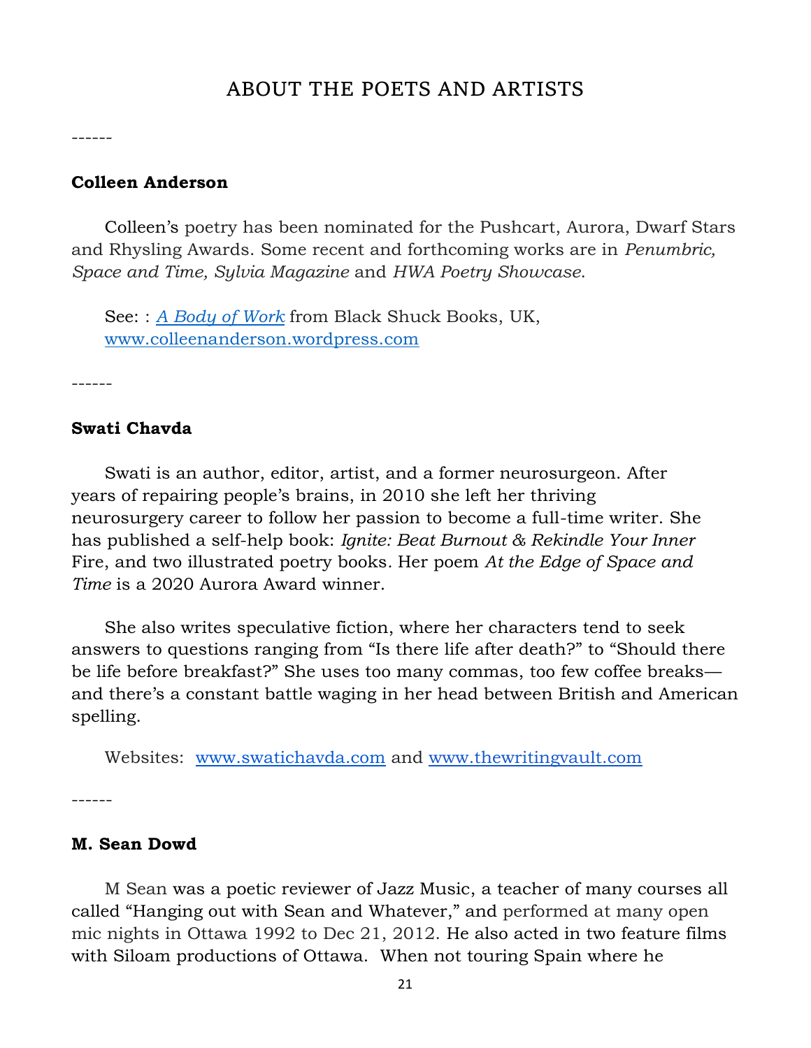# ABOUT THE POETS AND ARTISTS

------

**Colleen Anderson**

Colleen's poetry has been nominated for the Pushcart, Aurora, Dwarf Stars and Rhysling Awards. Some recent and forthcoming works are in *Penumbric, Space and Time, Sylvia Magazine* and *HWA Poetry Showcase*.

See: : *A Body of Work* from Black Shuck Books, UK, www.colleenanderson.wordpress.com

------

**Swati Chavda**

Swati is an author, editor, artist, and a former neurosurgeon. After years of repairing people's brains, in 2010 she left her thriving neurosurgery career to follow her passion to become a full-time writer. She has published a self-help book: *Ignite: Beat Burnout & Rekindle Your Inner* Fire, and two illustrated poetry books. Her poem *At the Edge of Space and Time* is a 2020 Aurora Award winner.

She also writes speculative fiction, where her characters tend to seek answers to questions ranging from "Is there life after death?" to "Should there be life before breakfast?" She uses too many commas, too few coffee breaks—and there's a constant battle waging in her head between British and American spelling.

Websites: www.swatichavda.com and www.thewritingvault.com

------

**M. Sean Dowd**

M Sean was a poetic reviewer of Jazz Music, a teacher of many courses all called "Hanging out with Sean and Whatever," and performed at many open mic nights in Ottawa 1992 to Dec 21, 2012. He also acted in two feature films with Siloam productions of Ottawa. When not touring Spain where he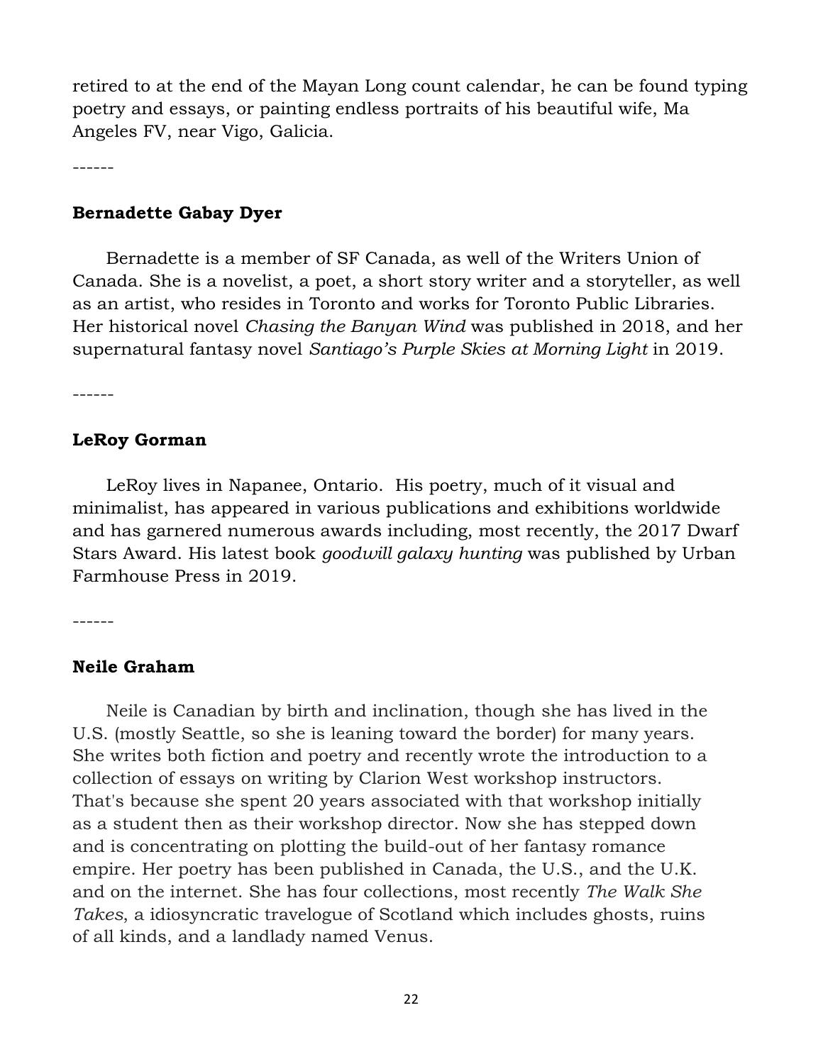retired to at the end of the Mayan Long count calendar, he can be found typing poetry and essays, or painting endless portraits of his beautiful wife, Ma Angeles FV, near Vigo, Galicia.

------

**Bernadette Gabay Dyer**

Bernadette is a member of SF Canada, as well of the Writers Union of Canada. She is a novelist, a poet, a short story writer and a storyteller, as well as an artist, who resides in Toronto and works for Toronto Public Libraries. Her historical novel *Chasing the Banyan Wind* was published in 2018, and her supernatural fantasy novel *Santiago's Purple Skies at Morning Light* in 2019.

------

**LeRoy Gorman**

LeRoy lives in Napanee, Ontario. His poetry, much of it visual and minimalist, has appeared in various publications and exhibitions worldwide and has garnered numerous awards including, most recently, the 2017 Dwarf Stars Award. His latest book *goodwill galaxy hunting* was published by Urban Farmhouse Press in 2019.

------

**Neile Graham**

Neile is Canadian by birth and inclination, though she has lived in the U.S. (mostly Seattle, so she is leaning toward the border) for many years. She writes both fiction and poetry and recently wrote the introduction to a collection of essays on writing by Clarion West workshop instructors. That's because she spent 20 years associated with that workshop initially as a student then as their workshop director. Now she has stepped down and is concentrating on plotting the build-out of her fantasy romance empire. Her poetry has been published in Canada, the U.S., and the U.K. and on the internet. She has four collections, most recently *The Walk She Takes*, a idiosyncratic travelogue of Scotland which includes ghosts, ruins of all kinds, and a landlady named Venus.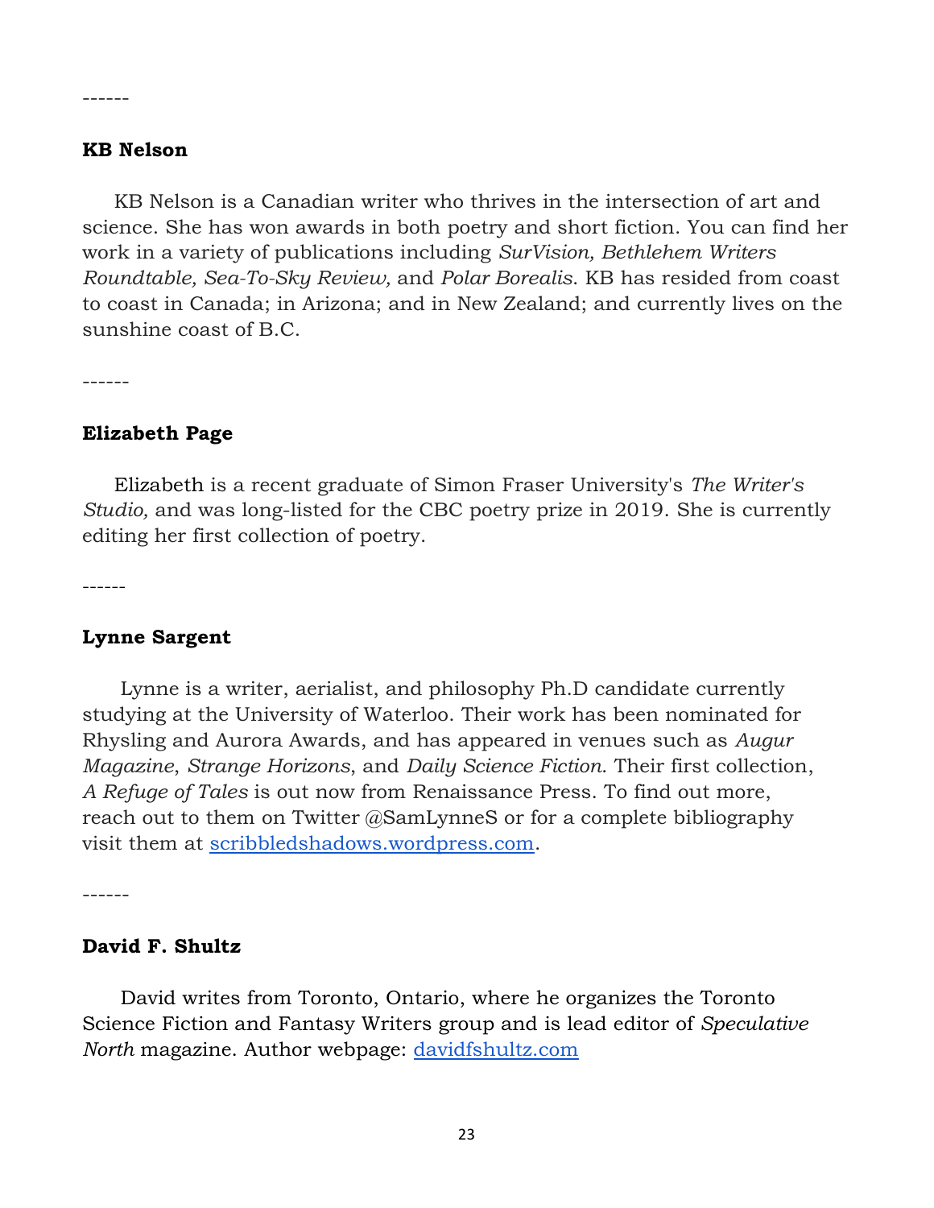------

**KB Nelson**

KB Nelson is a Canadian writer who thrives in the intersection of art and science. She has won awards in both poetry and short fiction. You can find her work in a variety of publications including *SurVision, Bethlehem Writers Roundtable, Sea-To-Sky Review,* and *Polar Borealis*. KB has resided from coast to coast in Canada; in Arizona; and in New Zealand; and currently lives on the sunshine coast of B.C.

------

**Elizabeth Page**

Elizabeth is a recent graduate of Simon Fraser University's *The Writer's Studio,* and was long-listed for the CBC poetry prize in 2019. She is currently editing her first collection of poetry.

------

**Lynne Sargent**

Lynne is a writer, aerialist, and philosophy Ph.D candidate currently studying at the University of Waterloo. Their work has been nominated for Rhysling and Aurora Awards, and has appeared in venues such as *Augur Magazine*, *Strange Horizons*, and *Daily Science Fiction*. Their first collection, *A Refuge of Tales* is out now from Renaissance Press. To find out more, reach out to them on Twitter @SamLynneS or for a complete bibliography visit them at [scribbledshadows.wordpress.com](scribbledshadows.wordpress.com).

------

**David F. Shultz**

David writes from Toronto, Ontario, where he organizes the Toronto Science Fiction and Fantasy Writers group and is lead editor of *Speculative North* magazine. Author webpage: [davidfshultz.com](davidfshultz.com)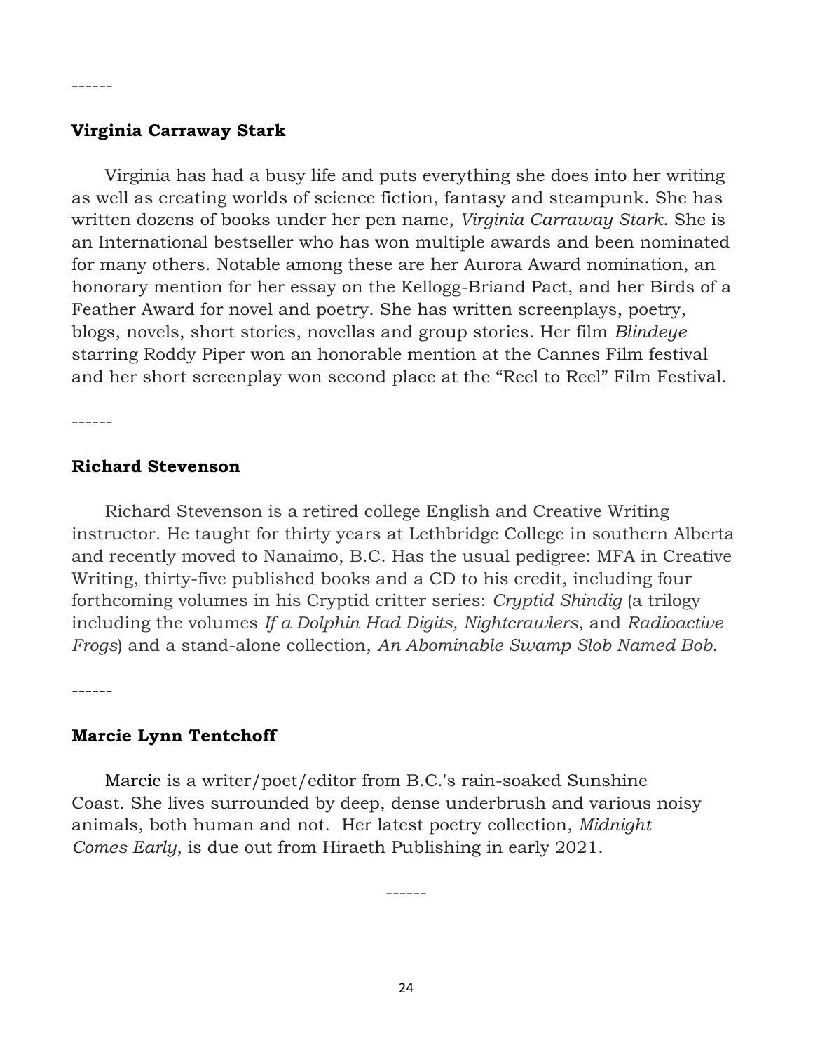------

**Virginia Carraway Stark**

Virginia has had a busy life and puts everything she does into her writing as well as creating worlds of science fiction, fantasy and steampunk. She has written dozens of books under her pen name, *Virginia Carraway Stark*. She is an International bestseller who has won multiple awards and been nominated for many others. Notable among these are her Aurora Award nomination, an honorary mention for her essay on the Kellogg-Briand Pact, and her Birds of a Feather Award for novel and poetry. She has written screenplays, poetry, blogs, novels, short stories, novellas and group stories. Her film *Blindeye* starring Roddy Piper won an honorable mention at the Cannes Film festival and her short screenplay won second place at the "Reel to Reel" Film Festival.

------

**Richard Stevenson**

Richard Stevenson is a retired college English and Creative Writing instructor. He taught for thirty years at Lethbridge College in southern Alberta and recently moved to Nanaimo, B.C. Has the usual pedigree: MFA in Creative Writing, thirty-five published books and a CD to his credit, including four forthcoming volumes in his Cryptid critter series: *Cryptid Shindig* (a trilogy including the volumes *If a Dolphin Had Digits, Nightcrawlers*, and *Radioactive Frogs*) and a stand-alone collection, *An Abominable Swamp Slob Named Bob.*

------

**Marcie Lynn Tentchoff**

Marcie is a writer/poet/editor from B.C.'s rain-soaked Sunshine Coast. She lives surrounded by deep, dense underbrush and various noisy animals, both human and not. Her latest poetry collection, *Midnight Comes Early*, is due out from Hiraeth Publishing in early 2021.

------